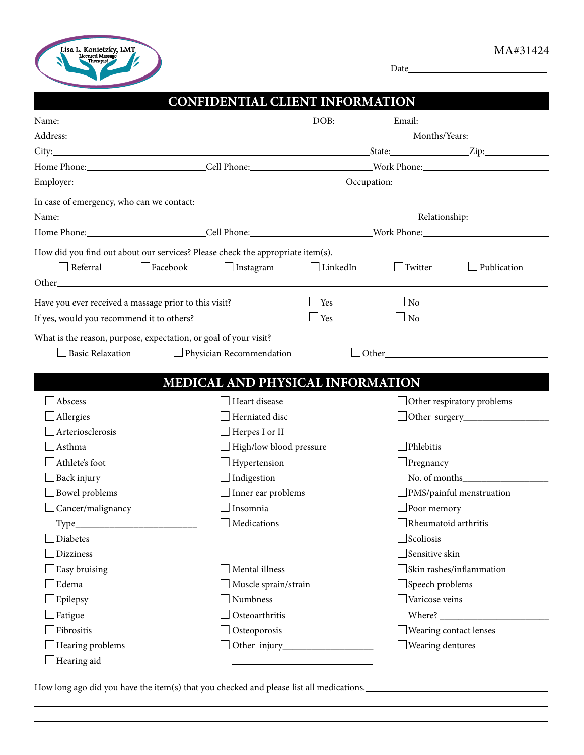Lisa L. Konietzky, LMT
Licensed Massage Therapist

MA#31424

Date________________________

# CONFIDENTIAL CLIENT INFORMATION

Name:_______________________________________ DOB:__________ Email:______________________

Address:_____________________________________________________ Months/Years:______________

City:_________________________________________________ State:______________ Zip:___________

Home Phone:____________________ Cell Phone:____________________ Work Phone:____________________

Employer:____________________________________________ Occupation:__________________________

In case of emergency, who can we contact:

Name:_____________________________________________________________ Relationship:______________

Home Phone:____________________ Cell Phone:____________________ Work Phone:____________________

How did you find out about our services? Please check the appropriate item(s).

☐ Referral ☐ Facebook ☐ Instagram ☐ LinkedIn ☐ Twitter ☐ Publication

Other___________________________________________________________________________________

Have you ever received a massage prior to this visit? ☐ Yes ☐ No

If yes, would you recommend it to others? ☐ Yes ☐ No

What is the reason, purpose, expectation, or goal of your visit?

☐ Basic Relaxation ☐ Physician Recommendation ☐ Other______________________________

# MEDICAL AND PHYSICAL INFORMATION

☐ Abscess
☐ Allergies
☐ Arteriosclerosis
☐ Asthma
☐ Athlete's foot
☐ Back injury
☐ Bowel problems
☐ Cancer/malignancy
Type________________________
☐ Diabetes
☐ Dizziness
☐ Easy bruising
☐ Edema
☐ Epilepsy
☐ Fatigue
☐ Fibrositis
☐ Hearing problems
☐ Hearing aid

☐ Heart disease
☐ Herniated disc
☐ Herpes I or II
☐ High/low blood pressure
☐ Hypertension
☐ Indigestion
☐ Inner ear problems
☐ Insomnia
☐ Medications
________________________
________________________
☐ Mental illness
☐ Muscle sprain/strain
☐ Numbness
☐ Osteoarthritis
☐ Osteoporosis
☐ Other injury__________________
________________________

☐ Other respiratory problems
☐ Other surgery__________________
________________________
☐ Phlebitis
☐ Pregnancy
No. of months__________________
☐ PMS/painful menstruation
☐ Poor memory
☐ Rheumatoid arthritis
☐ Scoliosis
☐ Sensitive skin
☐ Skin rashes/inflammation
☐ Speech problems
☐ Varicose veins
Where? ______________________
☐ Wearing contact lenses
☐ Wearing dentures

How long ago did you have the item(s) that you checked and please list all medications.______________________________

______________________________________________________________________________________________

______________________________________________________________________________________________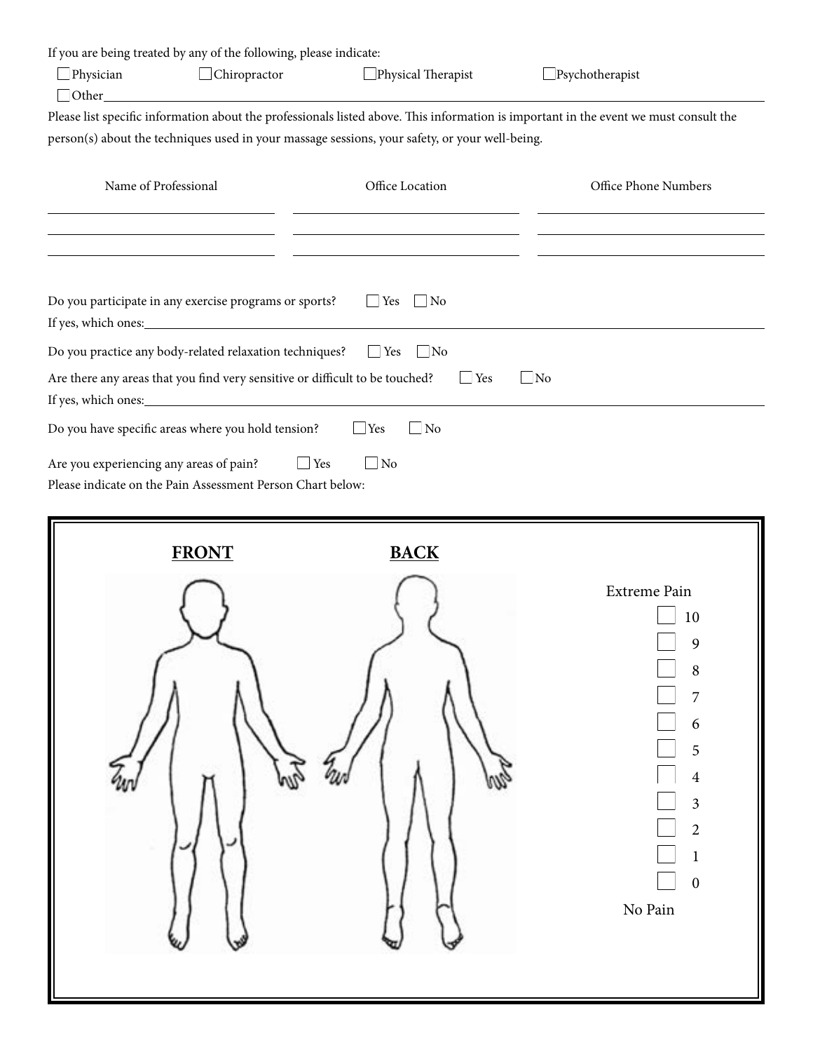If you are being treated by any of the following, please indicate:

☐ Physician ☐ Chiropractor ☐ Physical Therapist ☐ Psychotherapist

☐ Other___________________________________________

Please list specific information about the professionals listed above. This information is important in the event we must consult the person(s) about the techniques used in your massage sessions, your safety, or your well-being.

| Name of Professional | Office Location | Office Phone Numbers |
| --- | --- | --- |
| | | |
| | | |
| | | |

Do you participate in any exercise programs or sports? ☐ Yes ☐ No

If yes, which ones:___________________________________________

Do you practice any body-related relaxation techniques? ☐ Yes ☐ No

Are there any areas that you find very sensitive or difficult to be touched? ☐ Yes ☐ No

If yes, which ones:___________________________________________

Do you have specific areas where you hold tension? ☐ Yes ☐ No

Are you experiencing any areas of pain? ☐ Yes ☐ No

Please indicate on the Pain Assessment Person Chart below:

**FRONT**

**BACK**

Extreme Pain

☐ 10

☐ 9

☐ 8

☐ 7

☐ 6

☐ 5

☐ 4

☐ 3

☐ 2

☐ 1

☐ 0

No Pain